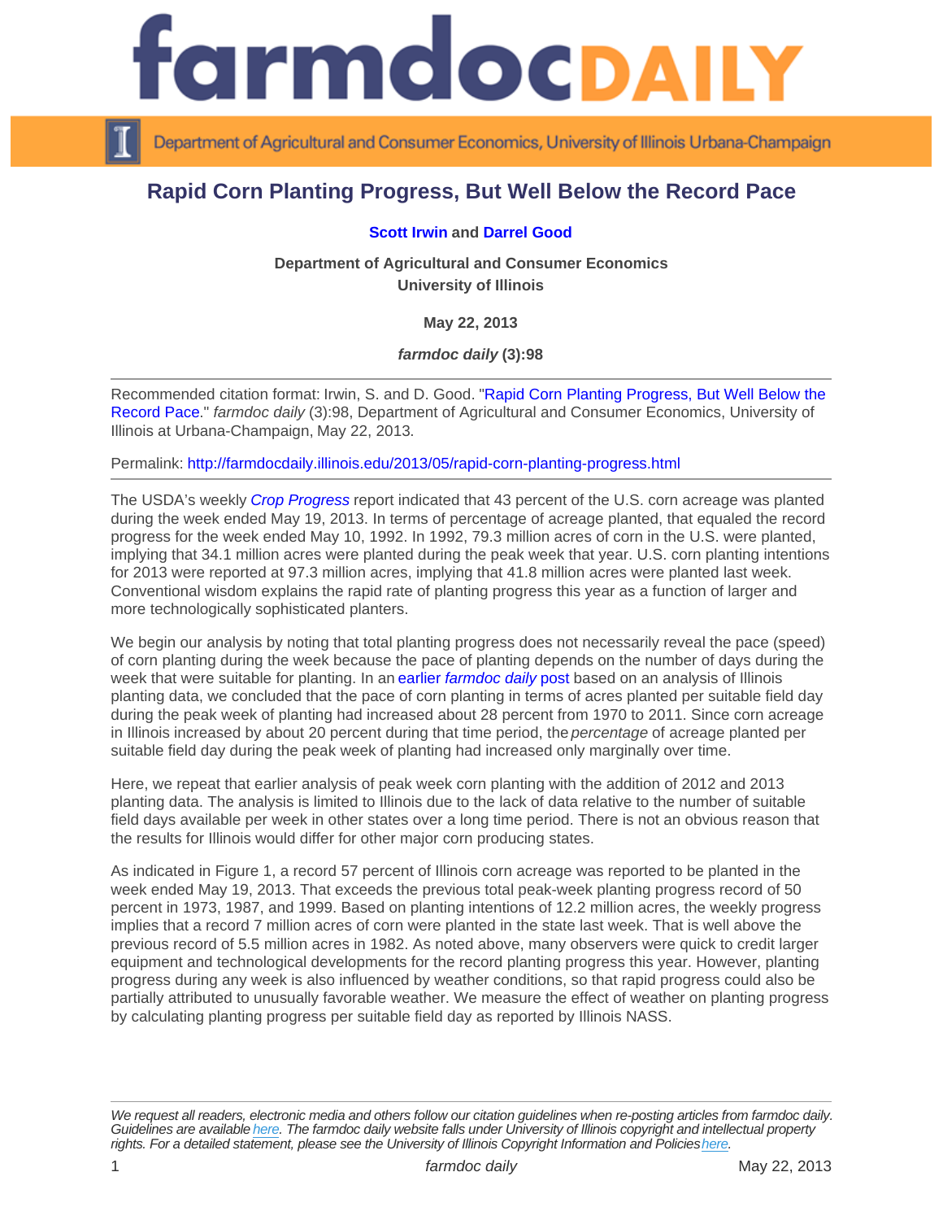# Rapid Corn Planting Progress, But Well Below the Record Pace

**Scott Irwin** and **Darrel Good**

**Department of Agricultural and Consumer Economics**
**University of Illinois**

**May 22, 2013**

***farmdoc daily* (3):98**

---

Recommended citation format: Irwin, S. and D. Good. "Rapid Corn Planting Progress, But Well Below the Record Pace." *farmdoc daily* (3):98, Department of Agricultural and Consumer Economics, University of Illinois at Urbana-Champaign, May 22, 2013.

Permalink: http://farmdocdaily.illinois.edu/2013/05/rapid-corn-planting-progress.html

---

The USDA's weekly *Crop Progress* report indicated that 43 percent of the U.S. corn acreage was planted during the week ended May 19, 2013. In terms of percentage of acreage planted, that equaled the record progress for the week ended May 10, 1992. In 1992, 79.3 million acres of corn in the U.S. were planted, implying that 34.1 million acres were planted during the peak week that year. U.S. corn planting intentions for 2013 were reported at 97.3 million acres, implying that 41.8 million acres were planted last week. Conventional wisdom explains the rapid rate of planting progress this year as a function of larger and more technologically sophisticated planters.

We begin our analysis by noting that total planting progress does not necessarily reveal the pace (speed) of corn planting during the week because the pace of planting depends on the number of days during the week that were suitable for planting. In an earlier *farmdoc daily* post based on an analysis of Illinois planting data, we concluded that the pace of corn planting in terms of acres planted per suitable field day during the peak week of planting had increased about 28 percent from 1970 to 2011. Since corn acreage in Illinois increased by about 20 percent during that time period, the *percentage* of acreage planted per suitable field day during the peak week of planting had increased only marginally over time.

Here, we repeat that earlier analysis of peak week corn planting with the addition of 2012 and 2013 planting data. The analysis is limited to Illinois due to the lack of data relative to the number of suitable field days available per week in other states over a long time period. There is not an obvious reason that the results for Illinois would differ for other major corn producing states.

As indicated in Figure 1, a record 57 percent of Illinois corn acreage was reported to be planted in the week ended May 19, 2013. That exceeds the previous total peak-week planting progress record of 50 percent in 1973, 1987, and 1999. Based on planting intentions of 12.2 million acres, the weekly progress implies that a record 7 million acres of corn were planted in the state last week. That is well above the previous record of 5.5 million acres in 1982. As noted above, many observers were quick to credit larger equipment and technological developments for the record planting progress this year. However, planting progress during any week is also influenced by weather conditions, so that rapid progress could also be partially attributed to unusually favorable weather. We measure the effect of weather on planting progress by calculating planting progress per suitable field day as reported by Illinois NASS.

---

*We request all readers, electronic media and others follow our citation guidelines when re-posting articles from farmdoc daily. Guidelines are available here. The farmdoc daily website falls under University of Illinois copyright and intellectual property rights. For a detailed statement, please see the University of Illinois Copyright Information and Policies here.*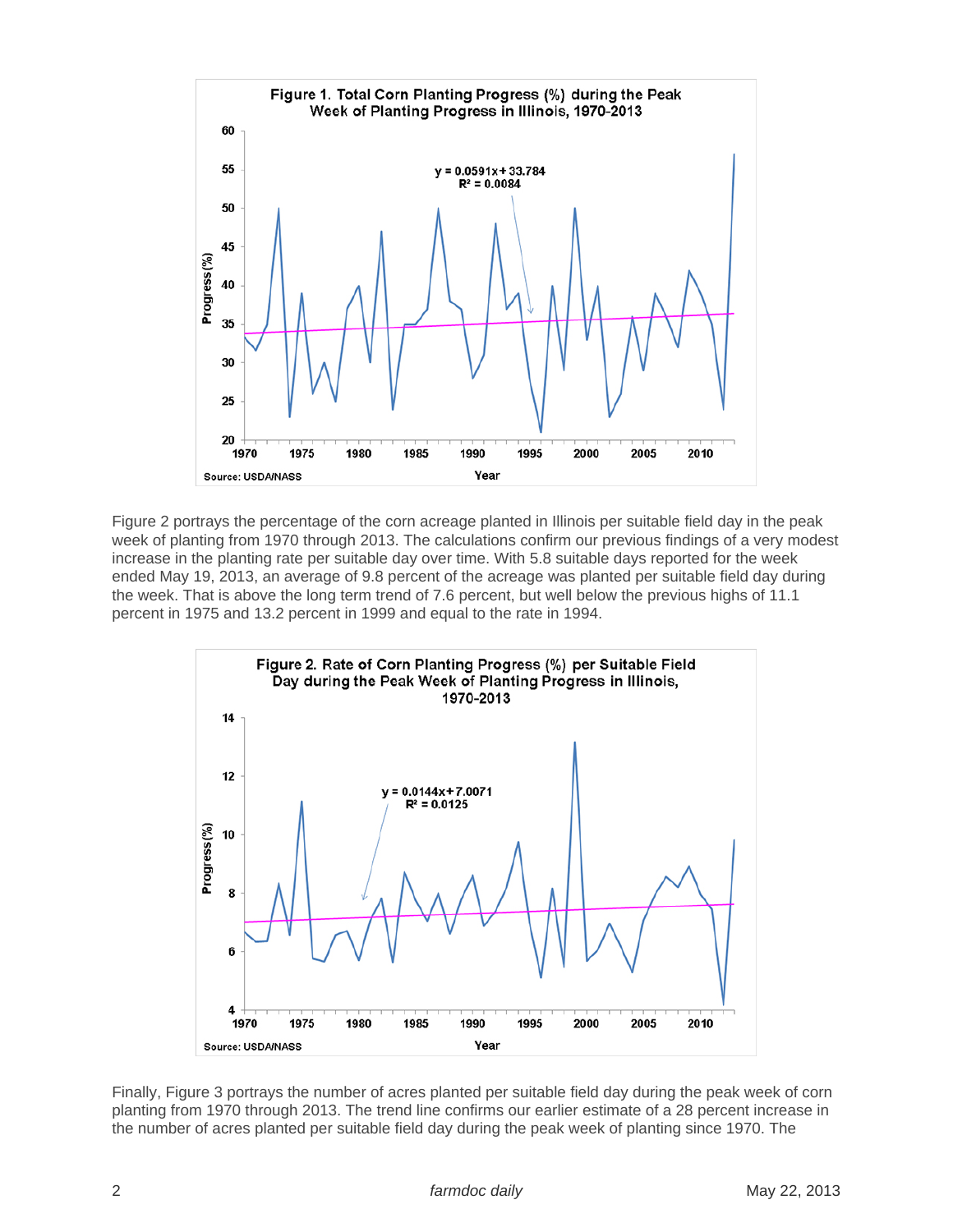**Figure 1. Total Corn Planting Progress (%) during the Peak Week of Planting Progress in Illinois, 1970-2013**

$y = 0.0591x + 33.784$
$R^2 = 0.0084$

Source: USDA/NASS

Figure 2 portrays the percentage of the corn acreage planted in Illinois per suitable field day in the peak week of planting from 1970 through 2013. The calculations confirm our previous findings of a very modest increase in the planting rate per suitable day over time. With 5.8 suitable days reported for the week ended May 19, 2013, an average of 9.8 percent of the acreage was planted per suitable field day during the week. That is above the long term trend of 7.6 percent, but well below the previous highs of 11.1 percent in 1975 and 13.2 percent in 1999 and equal to the rate in 1994.

**Figure 2. Rate of Corn Planting Progress (%) per Suitable Field Day during the Peak Week of Planting Progress in Illinois, 1970-2013**

$y = 0.0144x + 7.0071$
$R^2 = 0.0125$

Source: USDA/NASS

Finally, Figure 3 portrays the number of acres planted per suitable field day during the peak week of corn planting from 1970 through 2013. The trend line confirms our earlier estimate of a 28 percent increase in the number of acres planted per suitable field day during the peak week of planting since 1970. The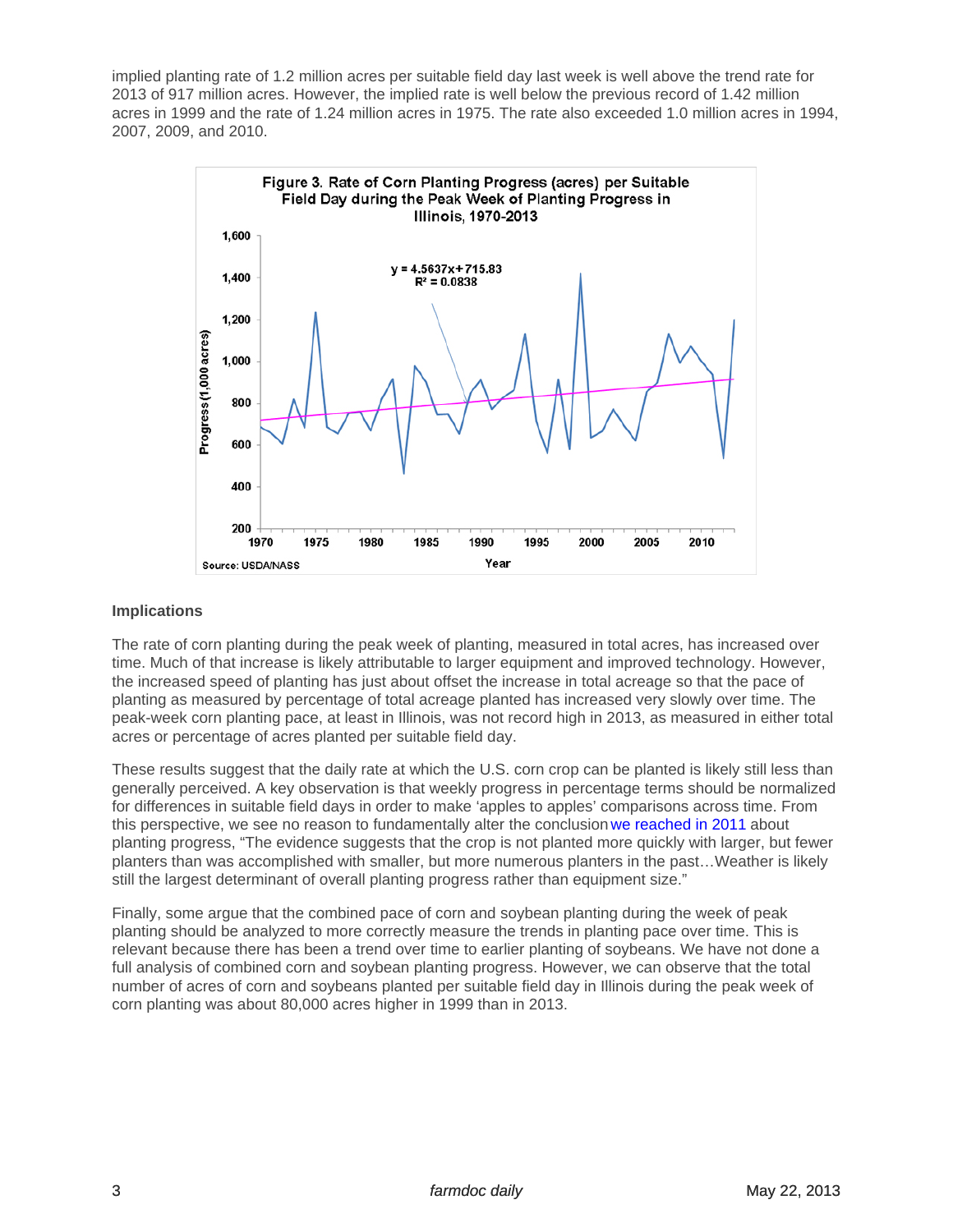implied planting rate of 1.2 million acres per suitable field day last week is well above the trend rate for 2013 of 917 million acres. However, the implied rate is well below the previous record of 1.42 million acres in 1999 and the rate of 1.24 million acres in 1975. The rate also exceeded 1.0 million acres in 1994, 2007, 2009, and 2010.

Figure 3. Rate of Corn Planting Progress (acres) per Suitable Field Day during the Peak Week of Planting Progress in Illinois, 1970-2013

$y = 4.5637x + 715.83$
$R^2 = 0.0838$

Progress (1,000 acres)

1,600
1,400
1,200
1,000
800
600
400
200

1970 1975 1980 1985 1990 1995 2000 2005 2010

Year

Source: USDA/NASS

## Implications

The rate of corn planting during the peak week of planting, measured in total acres, has increased over time. Much of that increase is likely attributable to larger equipment and improved technology. However, the increased speed of planting has just about offset the increase in total acreage so that the pace of planting as measured by percentage of total acreage planted has increased very slowly over time. The peak-week corn planting pace, at least in Illinois, was not record high in 2013, as measured in either total acres or percentage of acres planted per suitable field day.

These results suggest that the daily rate at which the U.S. corn crop can be planted is likely still less than generally perceived. A key observation is that weekly progress in percentage terms should be normalized for differences in suitable field days in order to make 'apples to apples' comparisons across time. From this perspective, we see no reason to fundamentally alter the conclusion we reached in 2011 about planting progress, "The evidence suggests that the crop is not planted more quickly with larger, but fewer planters than was accomplished with smaller, but more numerous planters in the past…Weather is likely still the largest determinant of overall planting progress rather than equipment size."

Finally, some argue that the combined pace of corn and soybean planting during the week of peak planting should be analyzed to more correctly measure the trends in planting pace over time. This is relevant because there has been a trend over time to earlier planting of soybeans. We have not done a full analysis of combined corn and soybean planting progress. However, we can observe that the total number of acres of corn and soybeans planted per suitable field day in Illinois during the peak week of corn planting was about 80,000 acres higher in 1999 than in 2013.